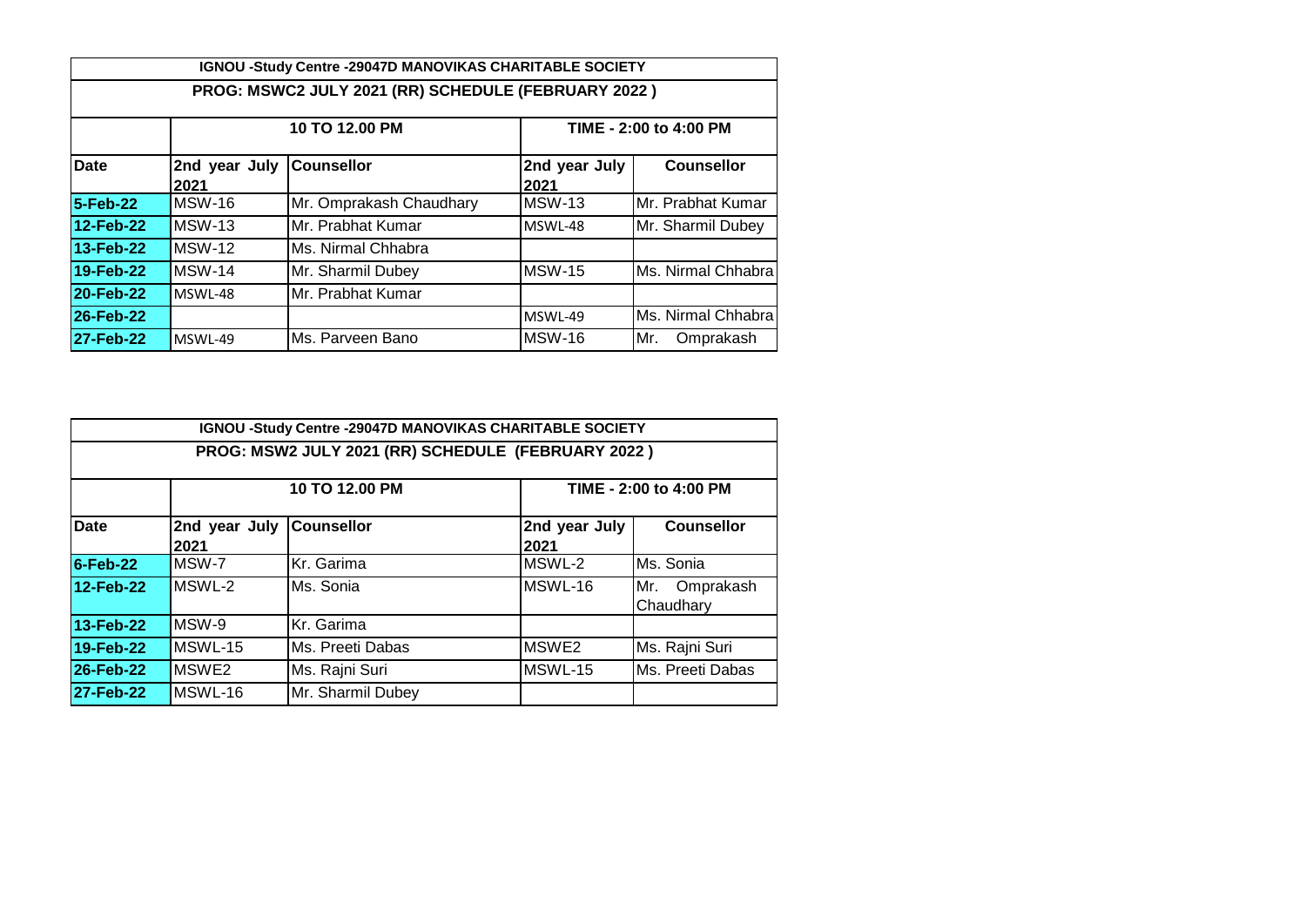| IGNOU -Study Centre -29047D MANOVIKAS CHARITABLE SOCIETY | | | | |
|---|---|---|---|---|
| PROG: MSWC2 JULY 2021 (RR) SCHEDULE (FEBRUARY 2022 ) | | | | |
| | 10 TO 12.00 PM | | TIME - 2:00 to 4:00 PM | |
| **Date** | **2nd year July 2021** | **Counsellor** | **2nd year July 2021** | **Counsellor** |
| **5-Feb-22** | MSW-16 | Mr. Omprakash Chaudhary | MSW-13 | Mr. Prabhat Kumar |
| **12-Feb-22** | MSW-13 | Mr. Prabhat Kumar | MSWL-48 | Mr. Sharmil Dubey |
| **13-Feb-22** | MSW-12 | Ms. Nirmal Chhabra | | |
| **19-Feb-22** | MSW-14 | Mr. Sharmil Dubey | MSW-15 | Ms. Nirmal Chhabra |
| **20-Feb-22** | MSWL-48 | Mr. Prabhat Kumar | | |
| **26-Feb-22** | | | MSWL-49 | Ms. Nirmal Chhabra |
| **27-Feb-22** | MSWL-49 | Ms. Parveen Bano | MSW-16 | Mr. Omprakash |

| IGNOU -Study Centre -29047D MANOVIKAS CHARITABLE SOCIETY | | | | |
|---|---|---|---|---|
| PROG: MSW2 JULY 2021 (RR) SCHEDULE (FEBRUARY 2022 ) | | | | |
| | 10 TO 12.00 PM | | TIME - 2:00 to 4:00 PM | |
| **Date** | **2nd year July 2021** | **Counsellor** | **2nd year July 2021** | **Counsellor** |
| **6-Feb-22** | MSW-7 | Kr. Garima | MSWL-2 | Ms. Sonia |
| **12-Feb-22** | MSWL-2 | Ms. Sonia | MSWL-16 | Mr. Omprakash Chaudhary |
| **13-Feb-22** | MSW-9 | Kr. Garima | | |
| **19-Feb-22** | MSWL-15 | Ms. Preeti Dabas | MSWE2 | Ms. Rajni Suri |
| **26-Feb-22** | MSWE2 | Ms. Rajni Suri | MSWL-15 | Ms. Preeti Dabas |
| **27-Feb-22** | MSWL-16 | Mr. Sharmil Dubey | | |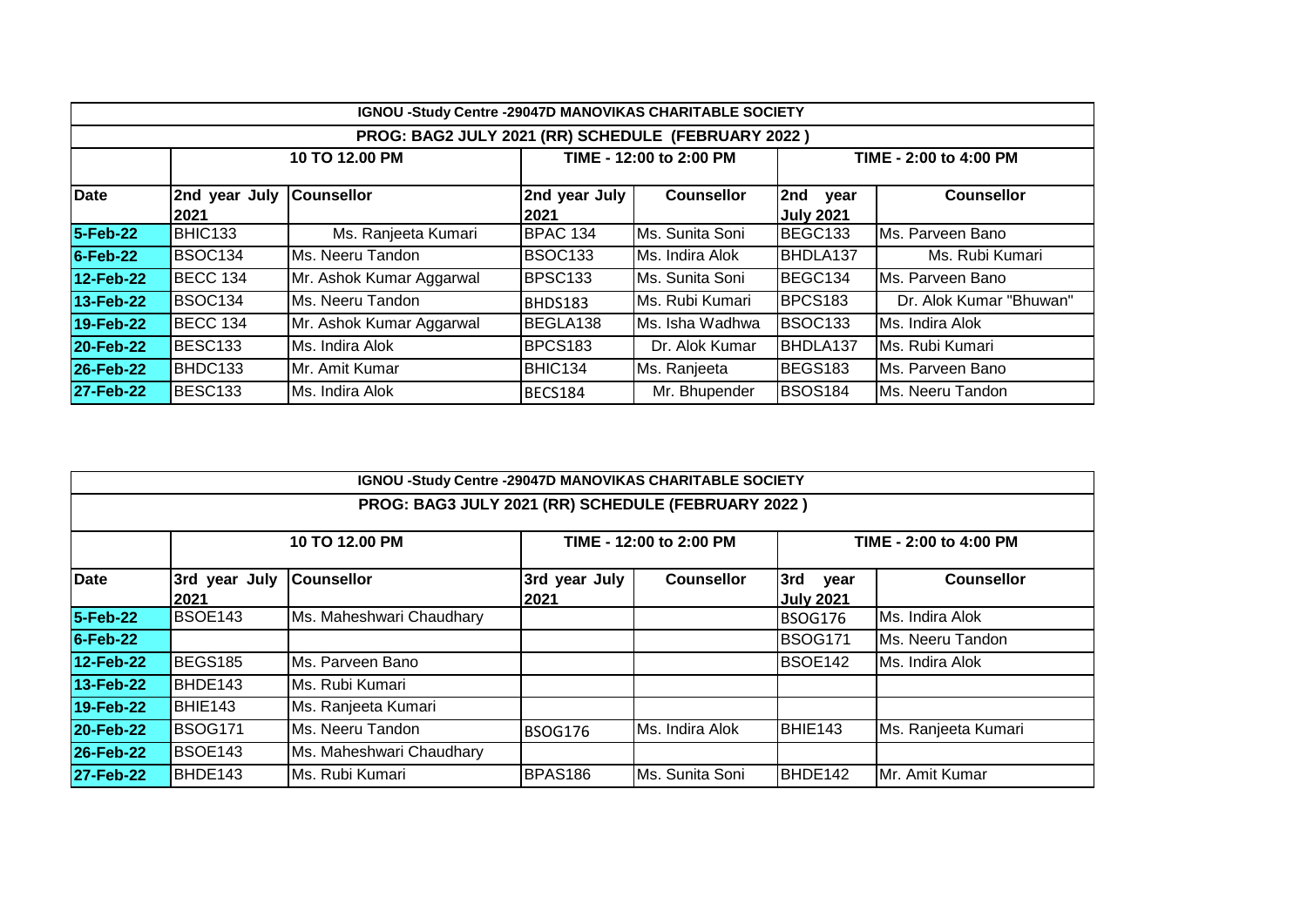| IGNOU -Study Centre -29047D MANOVIKAS CHARITABLE SOCIETY | | | | | | |
|---|---|---|---|---|---|---|
| PROG: BAG2 JULY 2021 (RR) SCHEDULE (FEBRUARY 2022 ) | | | | | | |
| | 10 TO 12.00 PM | | TIME - 12:00 to 2:00 PM | | TIME - 2:00 to 4:00 PM | |
| Date | 2nd year July 2021 | Counsellor | 2nd year July 2021 | Counsellor | 2nd year July 2021 | Counsellor |
| 5-Feb-22 | BHIC133 | Ms. Ranjeeta Kumari | BPAC 134 | Ms. Sunita Soni | BEGC133 | Ms. Parveen Bano |
| 6-Feb-22 | BSOC134 | Ms. Neeru Tandon | BSOC133 | Ms. Indira Alok | BHDLA137 | Ms. Rubi Kumari |
| 12-Feb-22 | BECC 134 | Mr. Ashok Kumar Aggarwal | BPSC133 | Ms. Sunita Soni | BEGC134 | Ms. Parveen Bano |
| 13-Feb-22 | BSOC134 | Ms. Neeru Tandon | BHDS183 | Ms. Rubi Kumari | BPCS183 | Dr. Alok Kumar "Bhuwan" |
| 19-Feb-22 | BECC 134 | Mr. Ashok Kumar Aggarwal | BEGLA138 | Ms. Isha Wadhwa | BSOC133 | Ms. Indira Alok |
| 20-Feb-22 | BESC133 | Ms. Indira Alok | BPCS183 | Dr. Alok Kumar | BHDLA137 | Ms. Rubi Kumari |
| 26-Feb-22 | BHDC133 | Mr. Amit Kumar | BHIC134 | Ms. Ranjeeta | BEGS183 | Ms. Parveen Bano |
| 27-Feb-22 | BESC133 | Ms. Indira Alok | BECS184 | Mr. Bhupender | BSOS184 | Ms. Neeru Tandon |

| IGNOU -Study Centre -29047D MANOVIKAS CHARITABLE SOCIETY | | | | | | |
|---|---|---|---|---|---|---|
| PROG: BAG3 JULY 2021 (RR) SCHEDULE (FEBRUARY 2022 ) | | | | | | |
| | 10 TO 12.00 PM | | TIME - 12:00 to 2:00 PM | | TIME - 2:00 to 4:00 PM | |
| Date | 3rd year July 2021 | Counsellor | 3rd year July 2021 | Counsellor | 3rd year July 2021 | Counsellor |
| 5-Feb-22 | BSOE143 | Ms. Maheshwari Chaudhary | | | BSOG176 | Ms. Indira Alok |
| 6-Feb-22 | | | | | BSOG171 | Ms. Neeru Tandon |
| 12-Feb-22 | BEGS185 | Ms. Parveen Bano | | | BSOE142 | Ms. Indira Alok |
| 13-Feb-22 | BHDE143 | Ms. Rubi Kumari | | | | |
| 19-Feb-22 | BHIE143 | Ms. Ranjeeta Kumari | | | | |
| 20-Feb-22 | BSOG171 | Ms. Neeru Tandon | BSOG176 | Ms. Indira Alok | BHIE143 | Ms. Ranjeeta Kumari |
| 26-Feb-22 | BSOE143 | Ms. Maheshwari Chaudhary | | | | |
| 27-Feb-22 | BHDE143 | Ms. Rubi Kumari | BPAS186 | Ms. Sunita Soni | BHDE142 | Mr. Amit Kumar |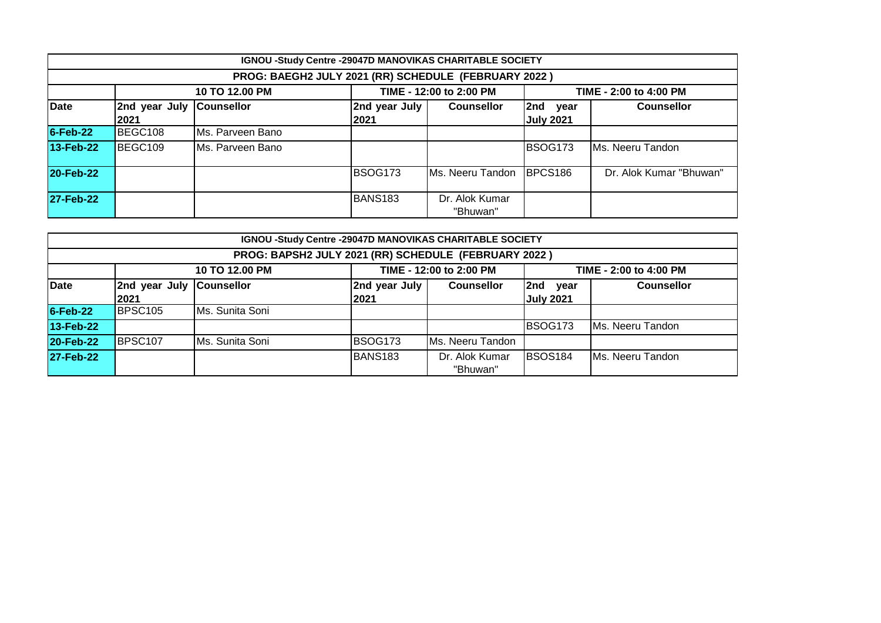| IGNOU -Study Centre -29047D MANOVIKAS CHARITABLE SOCIETY | | | | | | |
|---|---|---|---|---|---|---|
| PROG: BAEGH2 JULY 2021 (RR) SCHEDULE (FEBRUARY 2022 ) | | | | | | |
| | 10 TO 12.00 PM | | TIME - 12:00 to 2:00 PM | | TIME - 2:00 to 4:00 PM | |
| **Date** | **2nd year July 2021** | **Counsellor** | **2nd year July 2021** | **Counsellor** | **2nd year July 2021** | **Counsellor** |
| **6-Feb-22** | BEGC108 | Ms. Parveen Bano | | | | |
| **13-Feb-22** | BEGC109 | Ms. Parveen Bano | | | BSOG173 | Ms. Neeru Tandon |
| **20-Feb-22** | | | BSOG173 | Ms. Neeru Tandon | BPCS186 | Dr. Alok Kumar "Bhuwan" |
| **27-Feb-22** | | | BANS183 | Dr. Alok Kumar "Bhuwan" | | |

| IGNOU -Study Centre -29047D MANOVIKAS CHARITABLE SOCIETY | | | | | | |
|---|---|---|---|---|---|---|
| PROG: BAPSH2 JULY 2021 (RR) SCHEDULE (FEBRUARY 2022 ) | | | | | | |
| | 10 TO 12.00 PM | | TIME - 12:00 to 2:00 PM | | TIME - 2:00 to 4:00 PM | |
| **Date** | **2nd year July 2021** | **Counsellor** | **2nd year July 2021** | **Counsellor** | **2nd year July 2021** | **Counsellor** |
| **6-Feb-22** | BPSC105 | Ms. Sunita Soni | | | | |
| **13-Feb-22** | | | | | BSOG173 | Ms. Neeru Tandon |
| **20-Feb-22** | BPSC107 | Ms. Sunita Soni | BSOG173 | Ms. Neeru Tandon | | |
| **27-Feb-22** | | | BANS183 | Dr. Alok Kumar "Bhuwan" | BSOS184 | Ms. Neeru Tandon |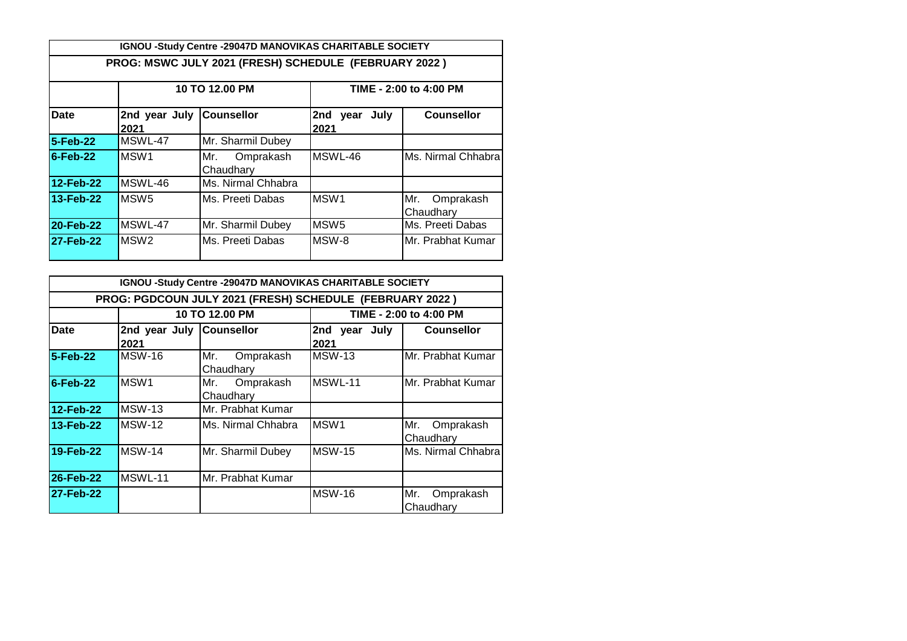| IGNOU -Study Centre -29047D MANOVIKAS CHARITABLE SOCIETY | | | | |
|---|---|---|---|---|
| **PROG: MSWC JULY 2021 (FRESH) SCHEDULE (FEBRUARY 2022 )** | | | | |
| | **10 TO 12.00 PM** | | **TIME - 2:00 to 4:00 PM** | |
| **Date** | **2nd year July 2021** | **Counsellor** | **2nd year July 2021** | **Counsellor** |
| **5-Feb-22** | MSWL-47 | Mr. Sharmil Dubey | | |
| **6-Feb-22** | MSW1 | Mr. Omprakash Chaudhary | MSWL-46 | Ms. Nirmal Chhabra |
| **12-Feb-22** | MSWL-46 | Ms. Nirmal Chhabra | | |
| **13-Feb-22** | MSW5 | Ms. Preeti Dabas | MSW1 | Mr. Omprakash Chaudhary |
| **20-Feb-22** | MSWL-47 | Mr. Sharmil Dubey | MSW5 | Ms. Preeti Dabas |
| **27-Feb-22** | MSW2 | Ms. Preeti Dabas | MSW-8 | Mr. Prabhat Kumar |

| IGNOU -Study Centre -29047D MANOVIKAS CHARITABLE SOCIETY | | | | |
|---|---|---|---|---|
| **PROG: PGDCOUN JULY 2021 (FRESH) SCHEDULE (FEBRUARY 2022 )** | | | | |
| | **10 TO 12.00 PM** | | **TIME - 2:00 to 4:00 PM** | |
| **Date** | **2nd year July 2021** | **Counsellor** | **2nd year July 2021** | **Counsellor** |
| **5-Feb-22** | MSW-16 | Mr. Omprakash Chaudhary | MSW-13 | Mr. Prabhat Kumar |
| **6-Feb-22** | MSW1 | Mr. Omprakash Chaudhary | MSWL-11 | Mr. Prabhat Kumar |
| **12-Feb-22** | MSW-13 | Mr. Prabhat Kumar | | |
| **13-Feb-22** | MSW-12 | Ms. Nirmal Chhabra | MSW1 | Mr. Omprakash Chaudhary |
| **19-Feb-22** | MSW-14 | Mr. Sharmil Dubey | MSW-15 | Ms. Nirmal Chhabra |
| **26-Feb-22** | MSWL-11 | Mr. Prabhat Kumar | | |
| **27-Feb-22** | | | MSW-16 | Mr. Omprakash Chaudhary |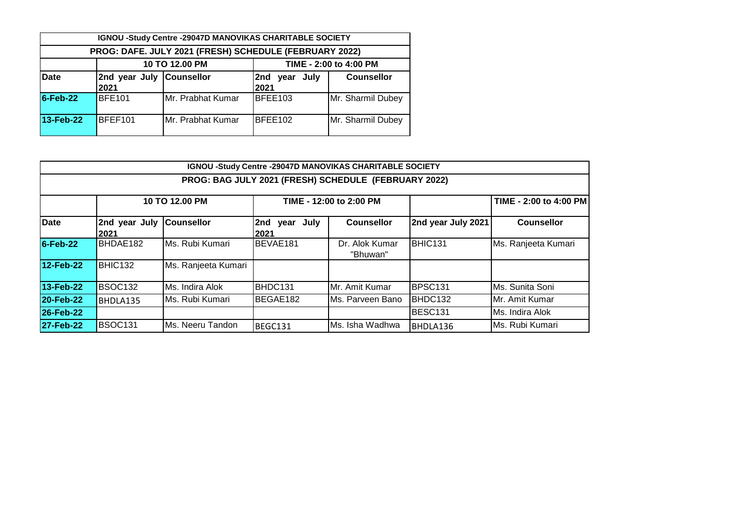| IGNOU -Study Centre -29047D MANOVIKAS CHARITABLE SOCIETY | | | | |
|---|---|---|---|---|
| PROG: DAFE. JULY 2021 (FRESH) SCHEDULE (FEBRUARY 2022) | | | | |
| | 10 TO 12.00 PM | | TIME - 2:00 to 4:00 PM | |
| Date | 2nd year July 2021 | Counsellor | 2nd year July 2021 | Counsellor |
| 6-Feb-22 | BFE101 | Mr. Prabhat Kumar | BFEE103 | Mr. Sharmil Dubey |
| 13-Feb-22 | BFEF101 | Mr. Prabhat Kumar | BFEE102 | Mr. Sharmil Dubey |

| IGNOU -Study Centre -29047D MANOVIKAS CHARITABLE SOCIETY | | | | | | |
|---|---|---|---|---|---|---|
| PROG: BAG JULY 2021 (FRESH) SCHEDULE (FEBRUARY 2022) | | | | | | |
| | 10 TO 12.00 PM | | TIME - 12:00 to 2:00 PM | | | TIME - 2:00 to 4:00 PM |
| Date | 2nd year July 2021 | Counsellor | 2nd year July 2021 | Counsellor | 2nd year July 2021 | Counsellor |
| 6-Feb-22 | BHDAE182 | Ms. Rubi Kumari | BEVAE181 | Dr. Alok Kumar "Bhuwan" | BHIC131 | Ms. Ranjeeta Kumari |
| 12-Feb-22 | BHIC132 | Ms. Ranjeeta Kumari | | | | |
| 13-Feb-22 | BSOC132 | Ms. Indira Alok | BHDC131 | Mr. Amit Kumar | BPSC131 | Ms. Sunita Soni |
| 20-Feb-22 | BHDLA135 | Ms. Rubi Kumari | BEGAE182 | Ms. Parveen Bano | BHDC132 | Mr. Amit Kumar |
| 26-Feb-22 | | | | | BESC131 | Ms. Indira Alok |
| 27-Feb-22 | BSOC131 | Ms. Neeru Tandon | BEGC131 | Ms. Isha Wadhwa | BHDLA136 | Ms. Rubi Kumari |